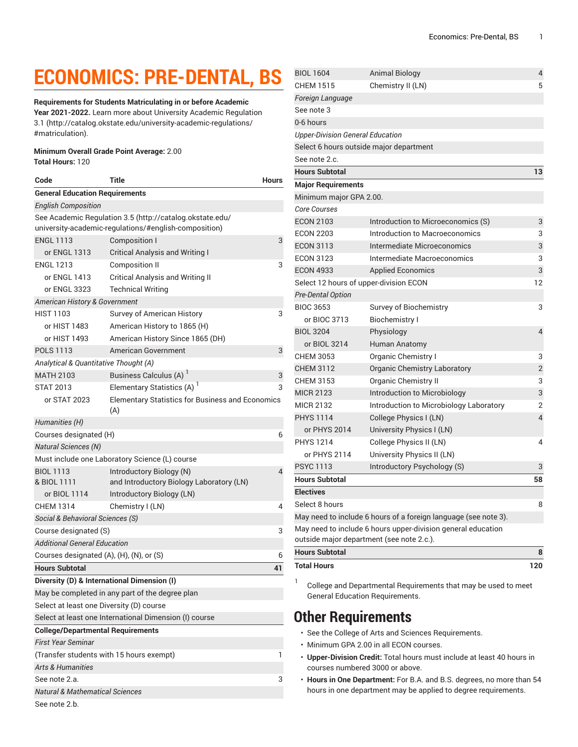# ECONOMICS: PRE-DENTAL, BS

**Requirements for Students Matriculating in or before Academic Year 2021-2022.** Learn more about University Academic Regulation 3.1 (http://catalog.okstate.edu/university-academic-regulations/#matriculation).

**Minimum Overall Grade Point Average:** 2.00
**Total Hours:** 120

| Code | Title | Hours |
|---|---|---|
| **General Education Requirements** | | |
| *English Composition* | | |
| See Academic Regulation 3.5 (http://catalog.okstate.edu/university-academic-regulations/#english-composition) | | |
| ENGL 1113 | Composition I | 3 |
| or ENGL 1313 | Critical Analysis and Writing I | |
| ENGL 1213 | Composition II | 3 |
| or ENGL 1413 | Critical Analysis and Writing II | |
| or ENGL 3323 | Technical Writing | |
| *American History & Government* | | |
| HIST 1103 | Survey of American History | 3 |
| or HIST 1483 | American History to 1865 (H) | |
| or HIST 1493 | American History Since 1865 (DH) | |
| POLS 1113 | American Government | 3 |
| *Analytical & Quantitative Thought (A)* | | |
| MATH 2103 | Business Calculus (A) [1] | 3 |
| STAT 2013 | Elementary Statistics (A) [1] | 3 |
| or STAT 2023 | Elementary Statistics for Business and Economics (A) | |
| *Humanities (H)* | | |
| Courses designated (H) | | 6 |
| *Natural Sciences (N)* | | |
| Must include one Laboratory Science (L) course | | |
| BIOL 1113 & BIOL 1111 | Introductory Biology (N) and Introductory Biology Laboratory (LN) | 4 |
| or BIOL 1114 | Introductory Biology (LN) | |
| CHEM 1314 | Chemistry I (LN) | 4 |
| *Social & Behavioral Sciences (S)* | | |
| Course designated (S) | | 3 |
| *Additional General Education* | | |
| Courses designated (A), (H), (N), or (S) | | 6 |
| **Hours Subtotal** | | **41** |
| **Diversity (D) & International Dimension (I)** | | |
| May be completed in any part of the degree plan | | |
| Select at least one Diversity (D) course | | |
| Select at least one International Dimension (I) course | | |
| **College/Departmental Requirements** | | |
| *First Year Seminar* | | |
| (Transfer students with 15 hours exempt) | | 1 |
| *Arts & Humanities* | | |
| See note 2.a. | | 3 |
| *Natural & Mathematical Sciences* | | |
| See note 2.b. | | |
| BIOL 1604 | Animal Biology | 4 |
| CHEM 1515 | Chemistry II (LN) | 5 |
| *Foreign Language* | | |
| See note 3 | | |
| 0-6 hours | | |
| *Upper-Division General Education* | | |
| Select 6 hours outside major department | | |
| See note 2.c. | | |
| **Hours Subtotal** | | **13** |
| **Major Requirements** | | |
| Minimum major GPA 2.00. | | |
| *Core Courses* | | |
| ECON 2103 | Introduction to Microeconomics (S) | 3 |
| ECON 2203 | Introduction to Macroeconomics | 3 |
| ECON 3113 | Intermediate Microeconomics | 3 |
| ECON 3123 | Intermediate Macroeconomics | 3 |
| ECON 4933 | Applied Economics | 3 |
| Select 12 hours of upper-division ECON | | 12 |
| *Pre-Dental Option* | | |
| BIOC 3653 | Survey of Biochemistry | 3 |
| or BIOC 3713 | Biochemistry I | |
| BIOL 3204 | Physiology | 4 |
| or BIOL 3214 | Human Anatomy | |
| CHEM 3053 | Organic Chemistry I | 3 |
| CHEM 3112 | Organic Chemistry Laboratory | 2 |
| CHEM 3153 | Organic Chemistry II | 3 |
| MICR 2123 | Introduction to Microbiology | 3 |
| MICR 2132 | Introduction to Microbiology Laboratory | 2 |
| PHYS 1114 | College Physics I (LN) | 4 |
| or PHYS 2014 | University Physics I (LN) | |
| PHYS 1214 | College Physics II (LN) | 4 |
| or PHYS 2114 | University Physics II (LN) | |
| PSYC 1113 | Introductory Psychology (S) | 3 |
| **Hours Subtotal** | | **58** |
| **Electives** | | |
| Select 8 hours | | 8 |
| May need to include 6 hours of a foreign language (see note 3). | | |
| May need to include 6 hours upper-division general education outside major department (see note 2.c.). | | |
| **Hours Subtotal** | | **8** |
| **Total Hours** | | **120** |

[1] College and Departmental Requirements that may be used to meet General Education Requirements.

## Other Requirements

- See the College of Arts and Sciences Requirements.
- Minimum GPA 2.00 in all ECON courses.
- **Upper-Division Credit:** Total hours must include at least 40 hours in courses numbered 3000 or above.
- **Hours in One Department:** For B.A. and B.S. degrees, no more than 54 hours in one department may be applied to degree requirements.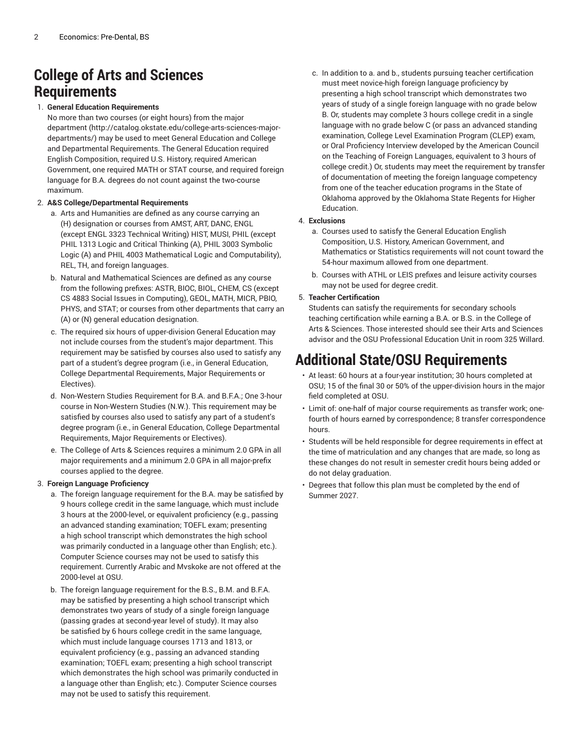## College of Arts and Sciences Requirements

1. **General Education Requirements**
   No more than two courses (or eight hours) from the major department (http://catalog.okstate.edu/college-arts-sciences-major-departments/) may be used to meet General Education and College and Departmental Requirements. The General Education required English Composition, required U.S. History, required American Government, one required MATH or STAT course, and required foreign language for B.A. degrees do not count against the two-course maximum.
2. **A&S College/Departmental Requirements**
   a. Arts and Humanities are defined as any course carrying an (H) designation or courses from AMST, ART, DANC, ENGL (except ENGL 3323 Technical Writing) HIST, MUSI, PHIL (except PHIL 1313 Logic and Critical Thinking (A), PHIL 3003 Symbolic Logic (A) and PHIL 4003 Mathematical Logic and Computability), REL, TH, and foreign languages.
   b. Natural and Mathematical Sciences are defined as any course from the following prefixes: ASTR, BIOC, BIOL, CHEM, CS (except CS 4883 Social Issues in Computing), GEOL, MATH, MICR, PBIO, PHYS, and STAT; or courses from other departments that carry an (A) or (N) general education designation.
   c. The required six hours of upper-division General Education may not include courses from the student's major department. This requirement may be satisfied by courses also used to satisfy any part of a student's degree program (i.e., in General Education, College Departmental Requirements, Major Requirements or Electives).
   d. Non-Western Studies Requirement for B.A. and B.F.A.; One 3-hour course in Non-Western Studies (N.W.). This requirement may be satisfied by courses also used to satisfy any part of a student's degree program (i.e., in General Education, College Departmental Requirements, Major Requirements or Electives).
   e. The College of Arts & Sciences requires a minimum 2.0 GPA in all major requirements and a minimum 2.0 GPA in all major-prefix courses applied to the degree.
3. **Foreign Language Proficiency**
   a. The foreign language requirement for the B.A. may be satisfied by 9 hours college credit in the same language, which must include 3 hours at the 2000-level, or equivalent proficiency (e.g., passing an advanced standing examination; TOEFL exam; presenting a high school transcript which demonstrates the high school was primarily conducted in a language other than English; etc.). Computer Science courses may not be used to satisfy this requirement. Currently Arabic and Mvskoke are not offered at the 2000-level at OSU.
   b. The foreign language requirement for the B.S., B.M. and B.F.A. may be satisfied by presenting a high school transcript which demonstrates two years of study of a single foreign language (passing grades at second-year level of study). It may also be satisfied by 6 hours college credit in the same language, which must include language courses 1713 and 1813, or equivalent proficiency (e.g., passing an advanced standing examination; TOEFL exam; presenting a high school transcript which demonstrates the high school was primarily conducted in a language other than English; etc.). Computer Science courses may not be used to satisfy this requirement.
   c. In addition to a. and b., students pursuing teacher certification must meet novice-high foreign language proficiency by presenting a high school transcript which demonstrates two years of study of a single foreign language with no grade below B. Or, students may complete 3 hours college credit in a single language with no grade below C (or pass an advanced standing examination, College Level Examination Program (CLEP) exam, or Oral Proficiency Interview developed by the American Council on the Teaching of Foreign Languages, equivalent to 3 hours of college credit.) Or, students may meet the requirement by transfer of documentation of meeting the foreign language competency from one of the teacher education programs in the State of Oklahoma approved by the Oklahoma State Regents for Higher Education.
4. **Exclusions**
   a. Courses used to satisfy the General Education English Composition, U.S. History, American Government, and Mathematics or Statistics requirements will not count toward the 54-hour maximum allowed from one department.
   b. Courses with ATHL or LEIS prefixes and leisure activity courses may not be used for degree credit.
5. **Teacher Certification**
   Students can satisfy the requirements for secondary schools teaching certification while earning a B.A. or B.S. in the College of Arts & Sciences. Those interested should see their Arts and Sciences advisor and the OSU Professional Education Unit in room 325 Willard.

## Additional State/OSU Requirements

- At least: 60 hours at a four-year institution; 30 hours completed at OSU; 15 of the final 30 or 50% of the upper-division hours in the major field completed at OSU.
- Limit of: one-half of major course requirements as transfer work; one-fourth of hours earned by correspondence; 8 transfer correspondence hours.
- Students will be held responsible for degree requirements in effect at the time of matriculation and any changes that are made, so long as these changes do not result in semester credit hours being added or do not delay graduation.
- Degrees that follow this plan must be completed by the end of Summer 2027.